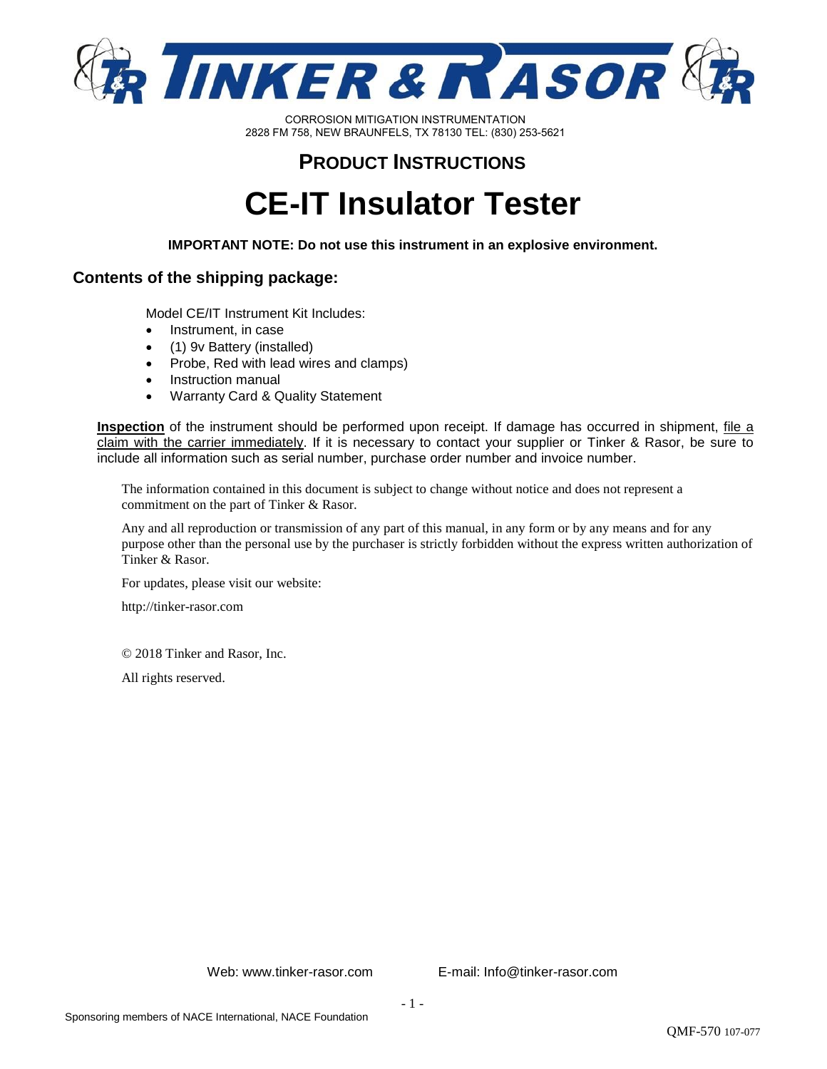# TINKER & RASOR

CORROSION MITIGATION INSTRUMENTATION
2828 FM 758, NEW BRAUNFELS, TX 78130 TEL: (830) 253-5621

## PRODUCT INSTRUCTIONS

# CE-IT Insulator Tester

**IMPORTANT NOTE: Do not use this instrument in an explosive environment.**

### Contents of the shipping package:

Model CE/IT Instrument Kit Includes:

- Instrument, in case
- (1) 9v Battery (installed)
- Probe, Red with lead wires and clamps)
- Instruction manual
- Warranty Card & Quality Statement

**Inspection** of the instrument should be performed upon receipt. If damage has occurred in shipment, file a claim with the carrier immediately. If it is necessary to contact your supplier or Tinker & Rasor, be sure to include all information such as serial number, purchase order number and invoice number.

The information contained in this document is subject to change without notice and does not represent a commitment on the part of Tinker & Rasor.

Any and all reproduction or transmission of any part of this manual, in any form or by any means and for any purpose other than the personal use by the purchaser is strictly forbidden without the express written authorization of Tinker & Rasor.

For updates, please visit our website:

http://tinker-rasor.com

© 2018 Tinker and Rasor, Inc.

All rights reserved.

Web: www.tinker-rasor.com E-mail: Info@tinker-rasor.com

Sponsoring members of NACE International, NACE Foundation

QMF-570 107-077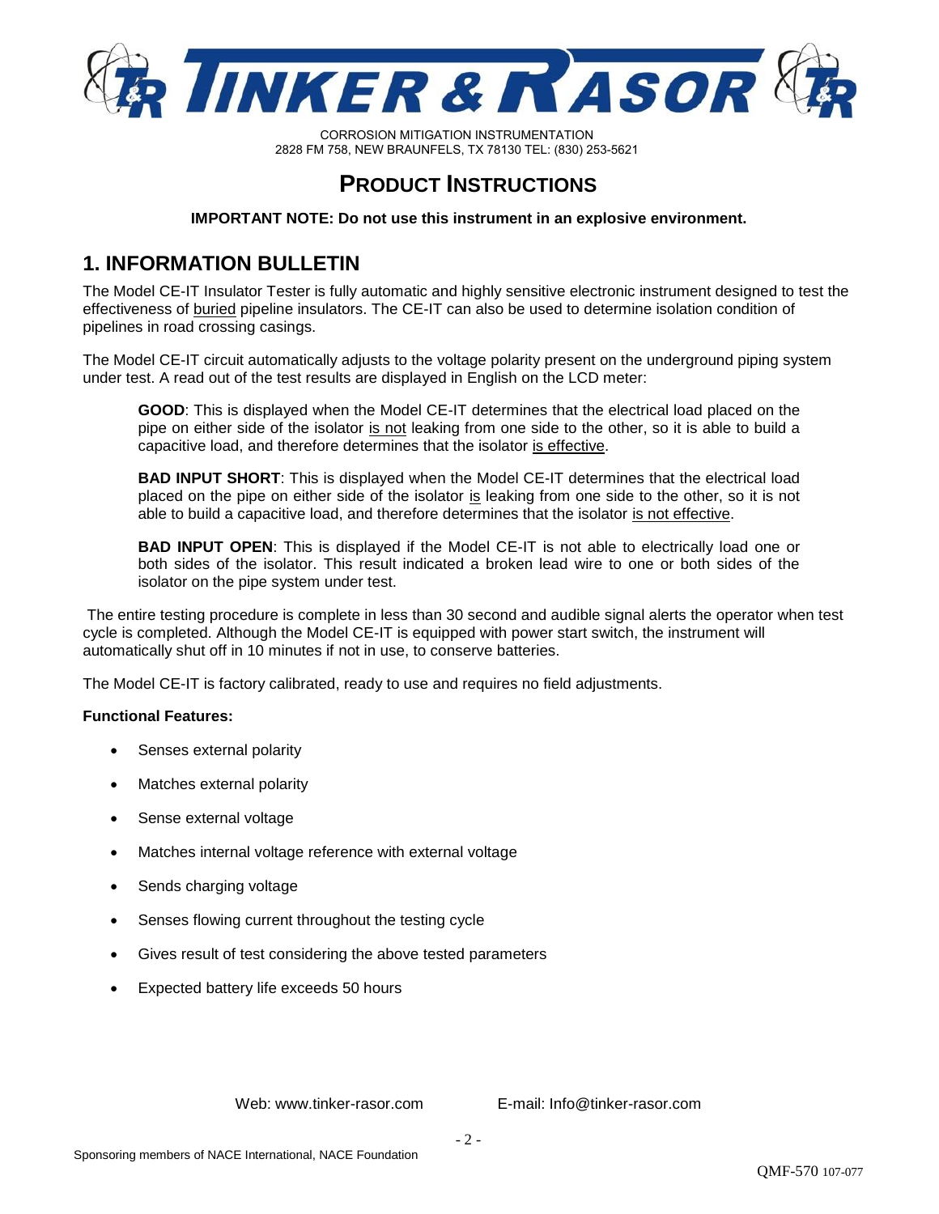CORROSION MITIGATION INSTRUMENTATION
2828 FM 758, NEW BRAUNFELS, TX 78130 TEL: (830) 253-5621

# PRODUCT INSTRUCTIONS

**IMPORTANT NOTE: Do not use this instrument in an explosive environment.**

## 1. INFORMATION BULLETIN

The Model CE-IT Insulator Tester is fully automatic and highly sensitive electronic instrument designed to test the effectiveness of buried pipeline insulators. The CE-IT can also be used to determine isolation condition of pipelines in road crossing casings.

The Model CE-IT circuit automatically adjusts to the voltage polarity present on the underground piping system under test. A read out of the test results are displayed in English on the LCD meter:

> **GOOD**: This is displayed when the Model CE-IT determines that the electrical load placed on the pipe on either side of the isolator is not leaking from one side to the other, so it is able to build a capacitive load, and therefore determines that the isolator is effective.
>
> **BAD INPUT SHORT**: This is displayed when the Model CE-IT determines that the electrical load placed on the pipe on either side of the isolator is leaking from one side to the other, so it is not able to build a capacitive load, and therefore determines that the isolator is not effective.
>
> **BAD INPUT OPEN**: This is displayed if the Model CE-IT is not able to electrically load one or both sides of the isolator. This result indicated a broken lead wire to one or both sides of the isolator on the pipe system under test.

The entire testing procedure is complete in less than 30 second and audible signal alerts the operator when test cycle is completed. Although the Model CE-IT is equipped with power start switch, the instrument will automatically shut off in 10 minutes if not in use, to conserve batteries.

The Model CE-IT is factory calibrated, ready to use and requires no field adjustments.

**Functional Features:**

- Senses external polarity
- Matches external polarity
- Sense external voltage
- Matches internal voltage reference with external voltage
- Sends charging voltage
- Senses flowing current throughout the testing cycle
- Gives result of test considering the above tested parameters
- Expected battery life exceeds 50 hours

Web: www.tinker-rasor.com E-mail: Info@tinker-rasor.com

Sponsoring members of NACE International, NACE Foundation

QMF-570 107-077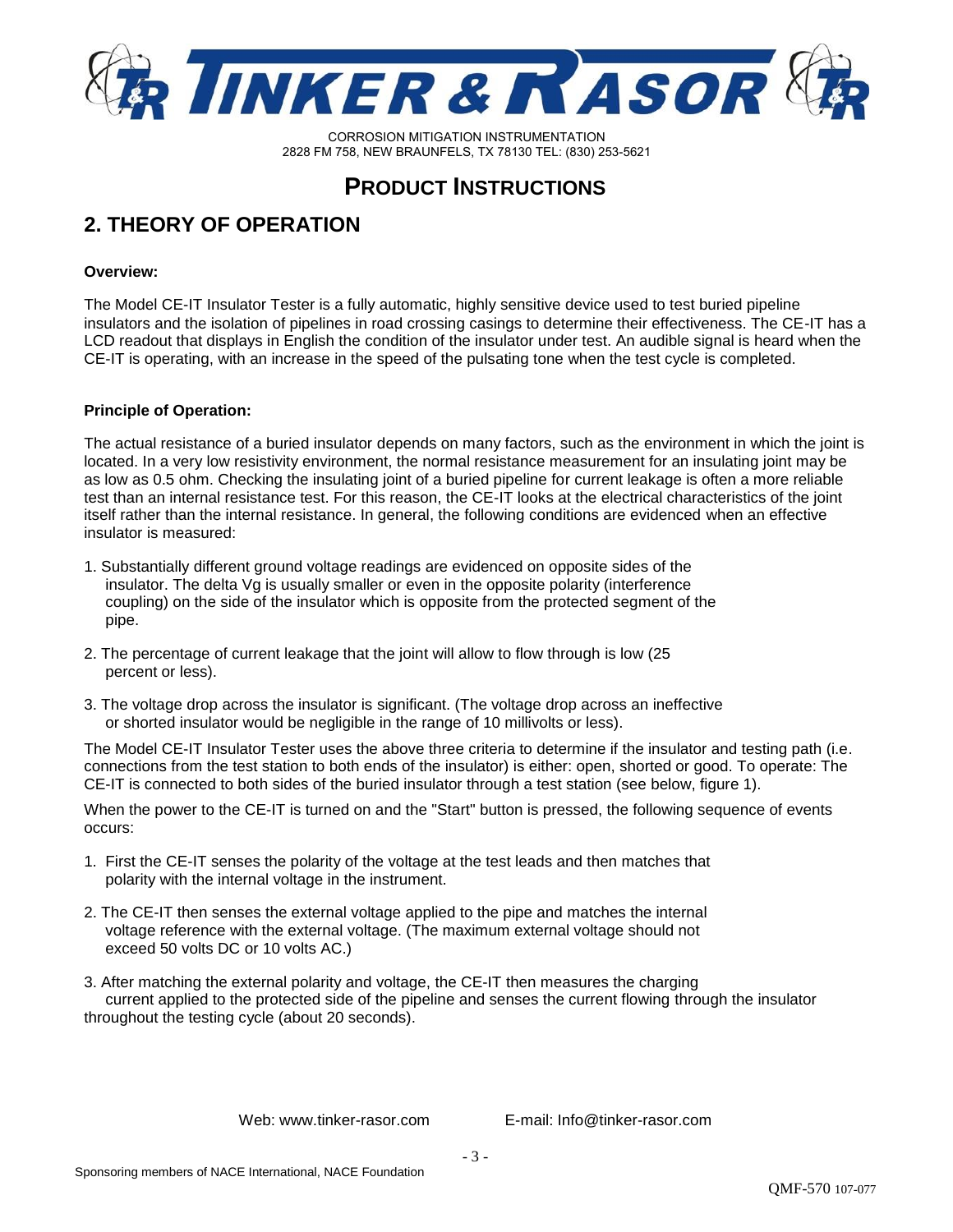# PRODUCT INSTRUCTIONS

## 2. THEORY OF OPERATION

**Overview:**

The Model CE-IT Insulator Tester is a fully automatic, highly sensitive device used to test buried pipeline insulators and the isolation of pipelines in road crossing casings to determine their effectiveness. The CE-IT has a LCD readout that displays in English the condition of the insulator under test. An audible signal is heard when the CE-IT is operating, with an increase in the speed of the pulsating tone when the test cycle is completed.

**Principle of Operation:**

The actual resistance of a buried insulator depends on many factors, such as the environment in which the joint is located. In a very low resistivity environment, the normal resistance measurement for an insulating joint may be as low as 0.5 ohm. Checking the insulating joint of a buried pipeline for current leakage is often a more reliable test than an internal resistance test. For this reason, the CE-IT looks at the electrical characteristics of the joint itself rather than the internal resistance. In general, the following conditions are evidenced when an effective insulator is measured:

1. Substantially different ground voltage readings are evidenced on opposite sides of the insulator. The delta Vg is usually smaller or even in the opposite polarity (interference coupling) on the side of the insulator which is opposite from the protected segment of the pipe.
2. The percentage of current leakage that the joint will allow to flow through is low (25 percent or less).
3. The voltage drop across the insulator is significant. (The voltage drop across an ineffective or shorted insulator would be negligible in the range of 10 millivolts or less).

The Model CE-IT Insulator Tester uses the above three criteria to determine if the insulator and testing path (i.e. connections from the test station to both ends of the insulator) is either: open, shorted or good. To operate: The CE-IT is connected to both sides of the buried insulator through a test station (see below, figure 1).

When the power to the CE-IT is turned on and the "Start" button is pressed, the following sequence of events occurs:

1. First the CE-IT senses the polarity of the voltage at the test leads and then matches that polarity with the internal voltage in the instrument.
2. The CE-IT then senses the external voltage applied to the pipe and matches the internal voltage reference with the external voltage. (The maximum external voltage should not exceed 50 volts DC or 10 volts AC.)
3. After matching the external polarity and voltage, the CE-IT then measures the charging current applied to the protected side of the pipeline and senses the current flowing through the insulator throughout the testing cycle (about 20 seconds).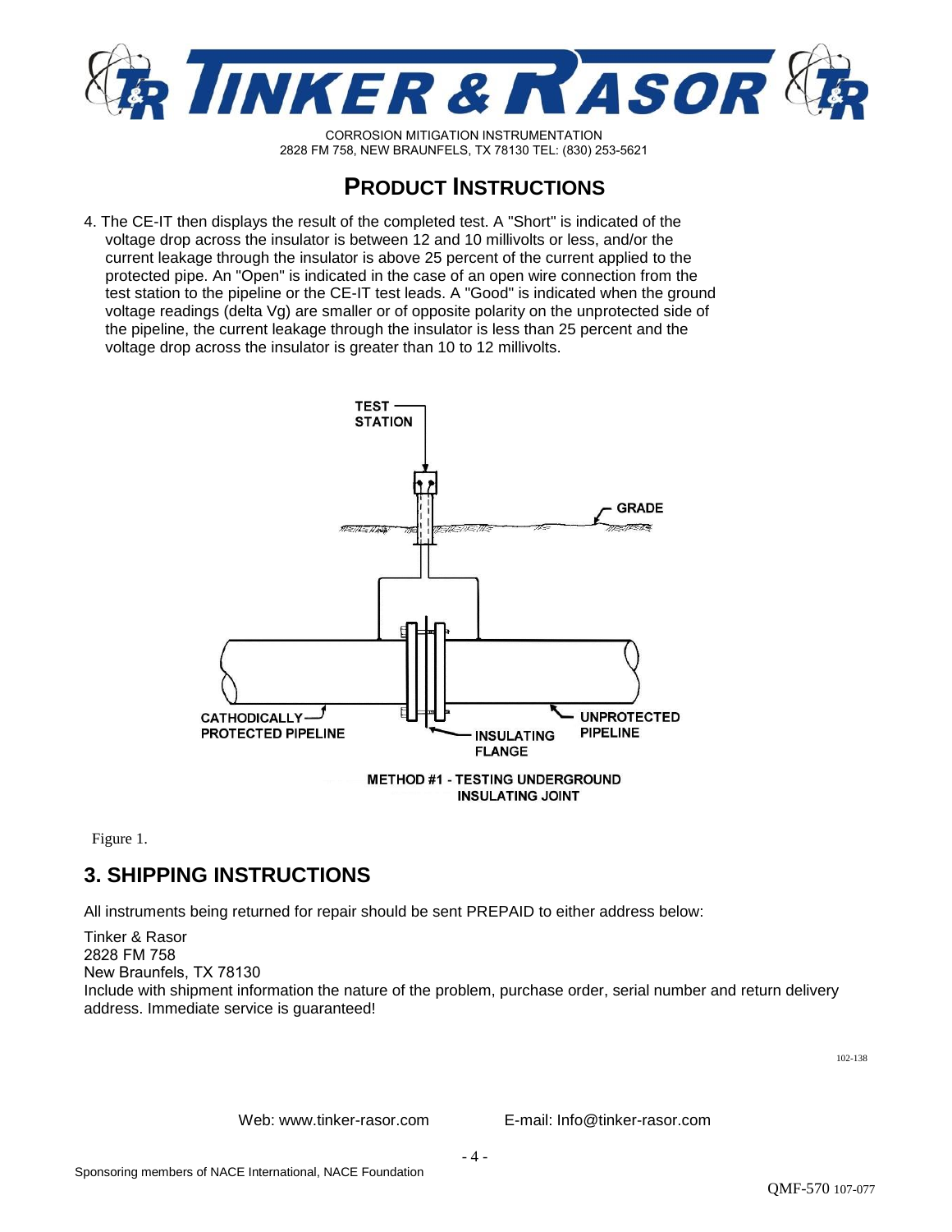# PRODUCT INSTRUCTIONS

4. The CE-IT then displays the result of the completed test. A "Short" is indicated of the voltage drop across the insulator is between 12 and 10 millivolts or less, and/or the current leakage through the insulator is above 25 percent of the current applied to the protected pipe. An "Open" is indicated in the case of an open wire connection from the test station to the pipeline or the CE-IT test leads. A "Good" is indicated when the ground voltage readings (delta Vg) are smaller or of opposite polarity on the unprotected side of the pipeline, the current leakage through the insulator is less than 25 percent and the voltage drop across the insulator is greater than 10 to 12 millivolts.

TEST STATION

GRADE

CATHODICALLY PROTECTED PIPELINE

INSULATING FLANGE

UNPROTECTED PIPELINE

METHOD #1 - TESTING UNDERGROUND INSULATING JOINT

Figure 1.

## 3. SHIPPING INSTRUCTIONS

All instruments being returned for repair should be sent PREPAID to either address below:

Tinker & Rasor
2828 FM 758
New Braunfels, TX 78130
Include with shipment information the nature of the problem, purchase order, serial number and return delivery address. Immediate service is guaranteed!

102-138